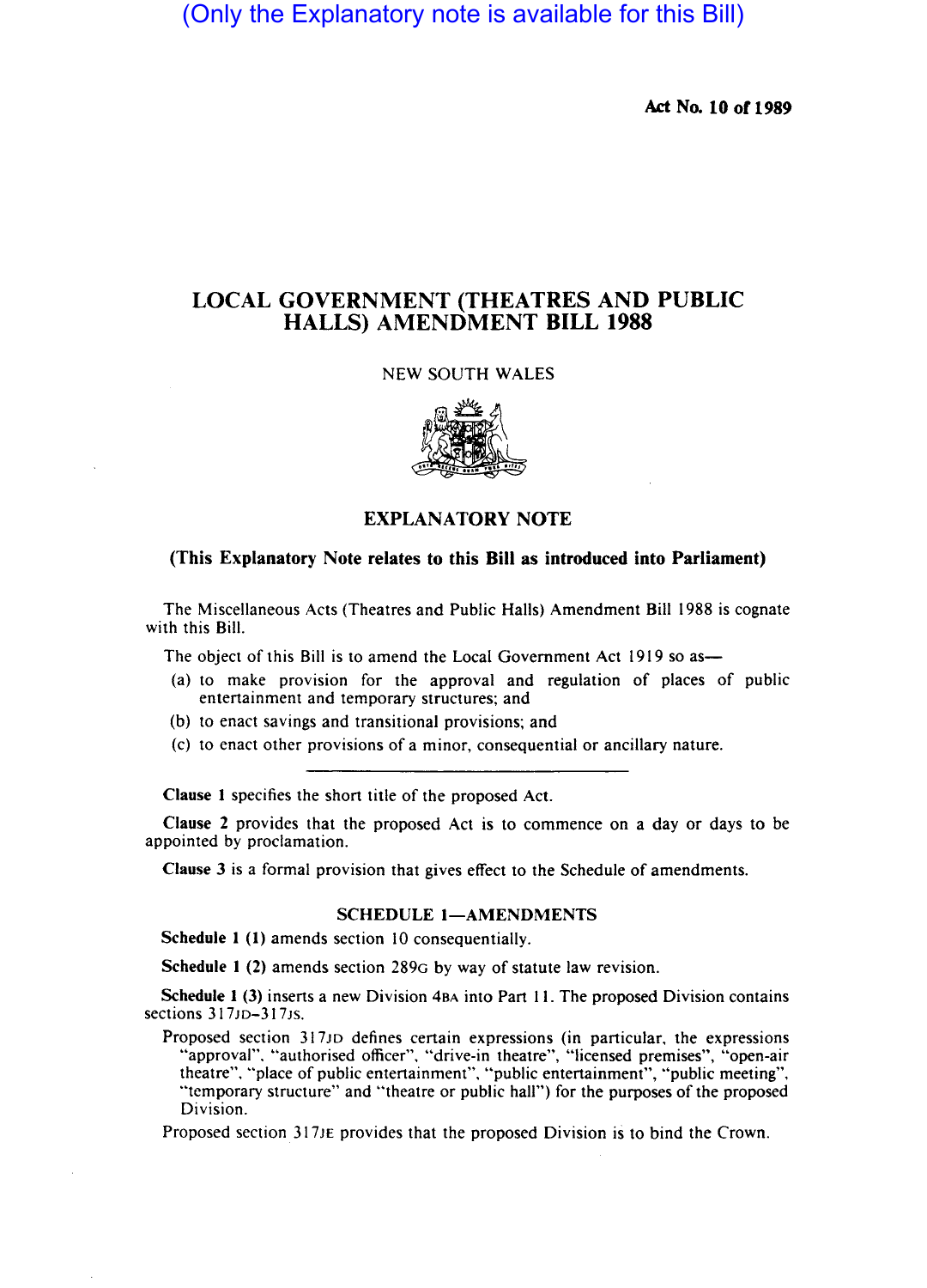(Only the Explanatory note is available for this Bill)

**Act No. 10 of 1989**

# LOCAL GOVERNMENT (THEATRES AND PUBLIC HALLS) AMENDMENT BILL 1988

NEW SOUTH WALES

## EXPLANATORY NOTE

**(This Explanatory Note relates to this Bill as introduced into Parliament)**

The Miscellaneous Acts (Theatres and Public Halls) Amendment Bill 1988 is cognate with this Bill.

The object of this Bill is to amend the Local Government Act 1919 so as—

(a) to make provision for the approval and regulation of places of public entertainment and temporary structures; and
(b) to enact savings and transitional provisions; and
(c) to enact other provisions of a minor, consequential or ancillary nature.

---

**Clause 1** specifies the short title of the proposed Act.

**Clause 2** provides that the proposed Act is to commence on a day or days to be appointed by proclamation.

**Clause 3** is a formal provision that gives effect to the Schedule of amendments.

### SCHEDULE 1—AMENDMENTS

**Schedule 1 (1)** amends section 10 consequentially.

**Schedule 1 (2)** amends section 289G by way of statute law revision.

**Schedule 1 (3)** inserts a new Division 4BA into Part 11. The proposed Division contains sections 317JD–317JS.

Proposed section 317JD defines certain expressions (in particular, the expressions "approval", "authorised officer", "drive-in theatre", "licensed premises", "open-air theatre", "place of public entertainment", "public entertainment", "public meeting", "temporary structure" and "theatre or public hall") for the purposes of the proposed Division.

Proposed section 317JE provides that the proposed Division is to bind the Crown.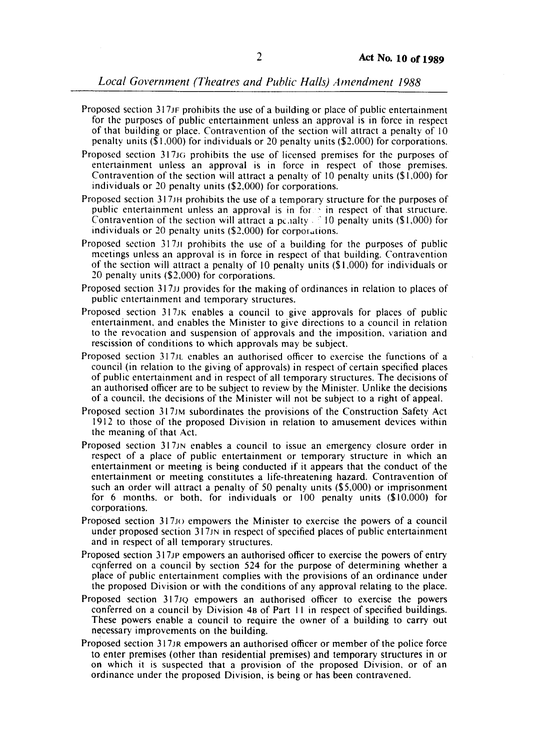Proposed section 317JF prohibits the use of a building or place of public entertainment for the purposes of public entertainment unless an approval is in force in respect of that building or place. Contravention of the section will attract a penalty of 10 penalty units ($1,000) for individuals or 20 penalty units ($2,000) for corporations.

Proposed section 317JG prohibits the use of licensed premises for the purposes of entertainment unless an approval is in force in respect of those premises. Contravention of the section will attract a penalty of 10 penalty units ($1,000) for individuals or 20 penalty units ($2,000) for corporations.

Proposed section 317JH prohibits the use of a temporary structure for the purposes of public entertainment unless an approval is in force in respect of that structure. Contravention of the section will attract a penalty of 10 penalty units ($1,000) for individuals or 20 penalty units ($2,000) for corporations.

Proposed section 317JI prohibits the use of a building for the purposes of public meetings unless an approval is in force in respect of that building. Contravention of the section will attract a penalty of 10 penalty units ($1,000) for individuals or 20 penalty units ($2,000) for corporations.

Proposed section 317JJ provides for the making of ordinances in relation to places of public entertainment and temporary structures.

Proposed section 317JK enables a council to give approvals for places of public entertainment, and enables the Minister to give directions to a council in relation to the revocation and suspension of approvals and the imposition, variation and rescission of conditions to which approvals may be subject.

Proposed section 317JL enables an authorised officer to exercise the functions of a council (in relation to the giving of approvals) in respect of certain specified places of public entertainment and in respect of all temporary structures. The decisions of an authorised officer are to be subject to review by the Minister. Unlike the decisions of a council, the decisions of the Minister will not be subject to a right of appeal.

Proposed section 317JM subordinates the provisions of the Construction Safety Act 1912 to those of the proposed Division in relation to amusement devices within the meaning of that Act.

Proposed section 317JN enables a council to issue an emergency closure order in respect of a place of public entertainment or temporary structure in which an entertainment or meeting is being conducted if it appears that the conduct of the entertainment or meeting constitutes a life-threatening hazard. Contravention of such an order will attract a penalty of 50 penalty units ($5,000) or imprisonment for 6 months, or both, for individuals or 100 penalty units ($10,000) for corporations.

Proposed section 317JO empowers the Minister to exercise the powers of a council under proposed section 317JN in respect of specified places of public entertainment and in respect of all temporary structures.

Proposed section 317JP empowers an authorised officer to exercise the powers of entry conferred on a council by section 524 for the purpose of determining whether a place of public entertainment complies with the provisions of an ordinance under the proposed Division or with the conditions of any approval relating to the place.

Proposed section 317JQ empowers an authorised officer to exercise the powers conferred on a council by Division 4B of Part 11 in respect of specified buildings. These powers enable a council to require the owner of a building to carry out necessary improvements on the building.

Proposed section 317JR empowers an authorised officer or member of the police force to enter premises (other than residential premises) and temporary structures in or on which it is suspected that a provision of the proposed Division, or of an ordinance under the proposed Division, is being or has been contravened.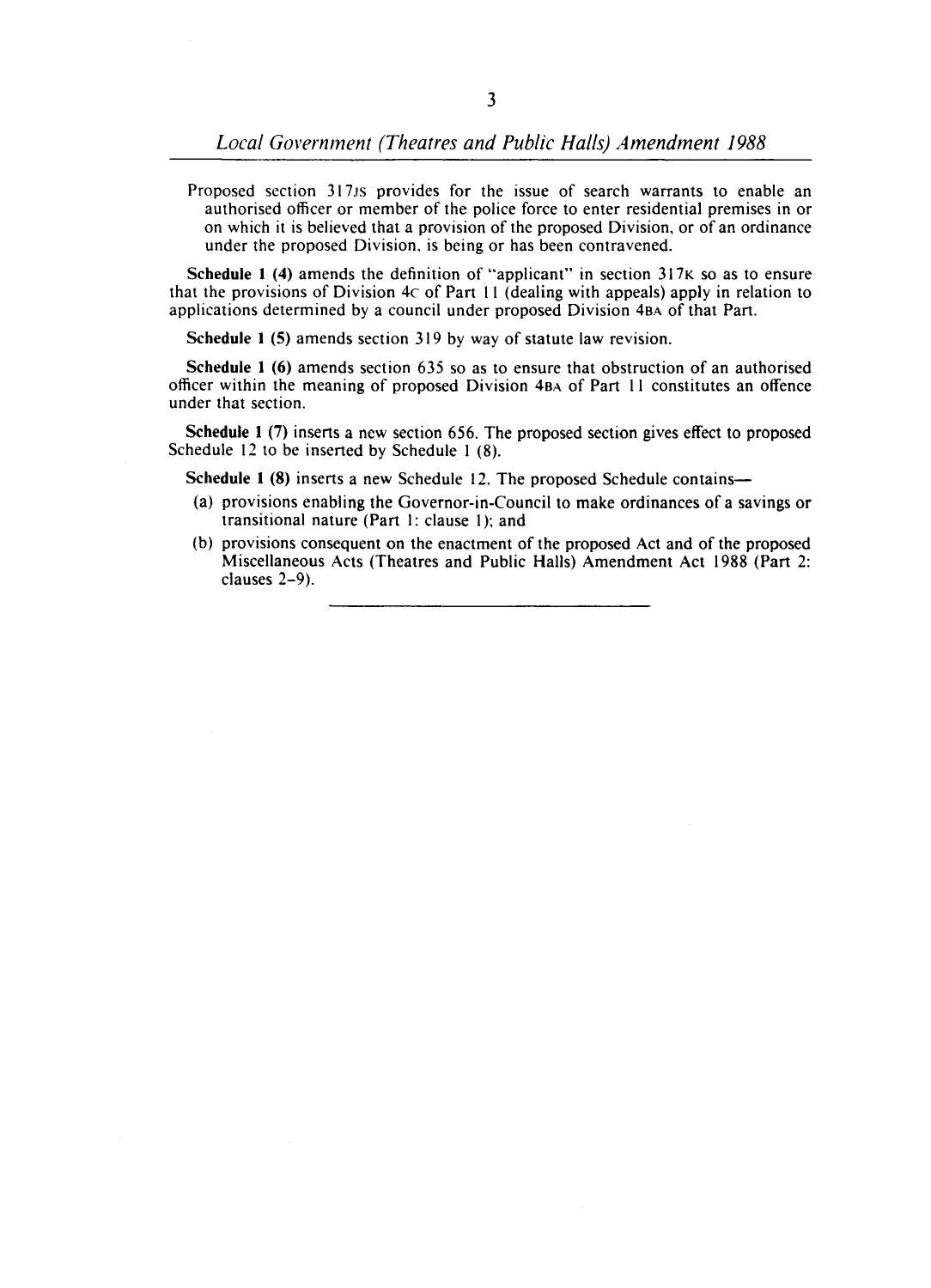Proposed section 317JS provides for the issue of search warrants to enable an authorised officer or member of the police force to enter residential premises in or on which it is believed that a provision of the proposed Division, or of an ordinance under the proposed Division, is being or has been contravened.

**Schedule 1 (4)** amends the definition of "applicant" in section 317K so as to ensure that the provisions of Division 4C of Part 11 (dealing with appeals) apply in relation to applications determined by a council under proposed Division 4BA of that Part.

**Schedule 1 (5)** amends section 319 by way of statute law revision.

**Schedule 1 (6)** amends section 635 so as to ensure that obstruction of an authorised officer within the meaning of proposed Division 4BA of Part 11 constitutes an offence under that section.

**Schedule 1 (7)** inserts a new section 656. The proposed section gives effect to proposed Schedule 12 to be inserted by Schedule 1 (8).

**Schedule 1 (8)** inserts a new Schedule 12. The proposed Schedule contains—

(a) provisions enabling the Governor-in-Council to make ordinances of a savings or transitional nature (Part 1: clause 1); and

(b) provisions consequent on the enactment of the proposed Act and of the proposed Miscellaneous Acts (Theatres and Public Halls) Amendment Act 1988 (Part 2: clauses 2–9).